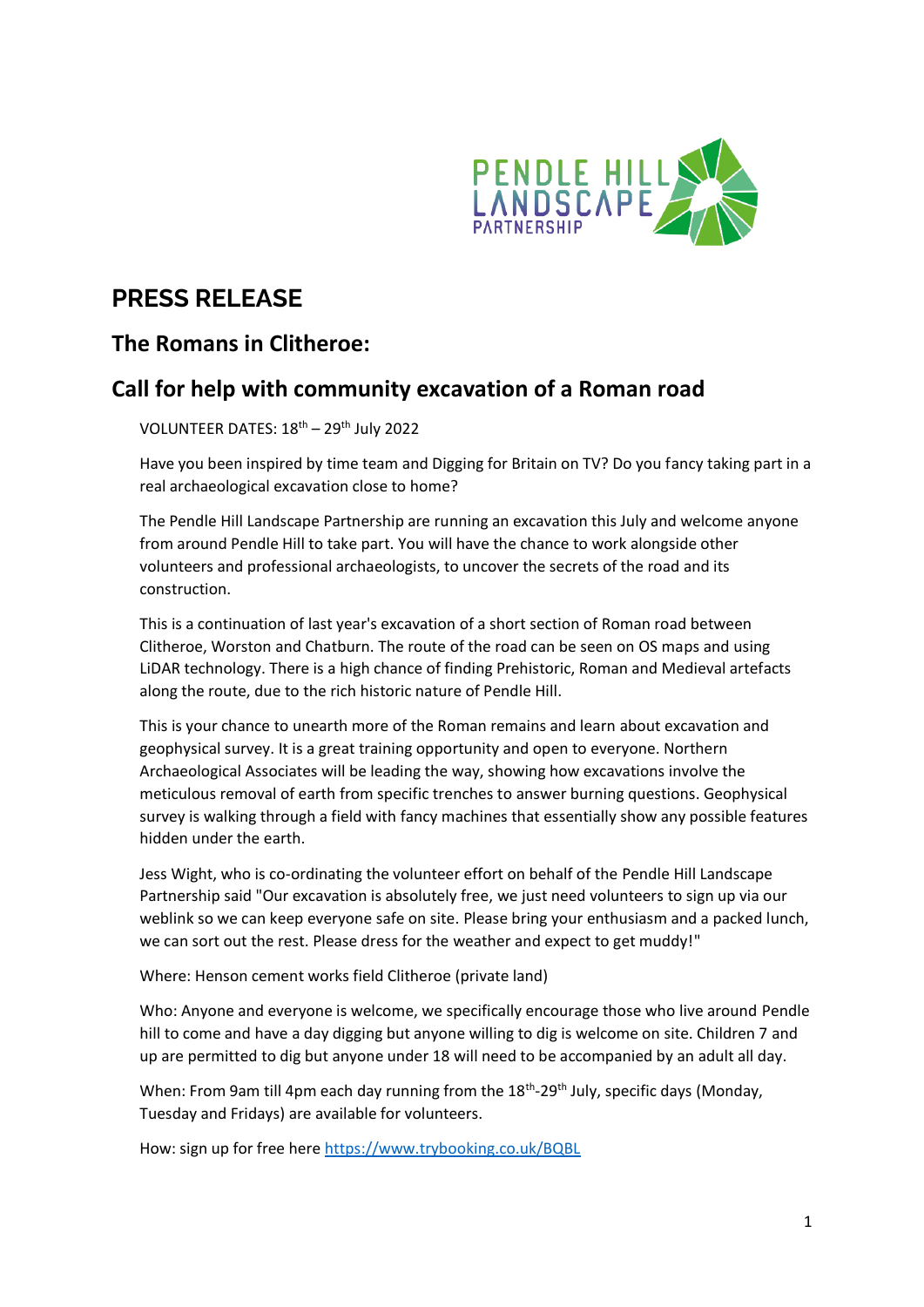# PRESS RELEASE

## The Romans in Clitheroe:

## Call for help with community excavation of a Roman road

VOLUNTEER DATES: 18th – 29th July 2022

Have you been inspired by time team and Digging for Britain on TV? Do you fancy taking part in a real archaeological excavation close to home?

The Pendle Hill Landscape Partnership are running an excavation this July and welcome anyone from around Pendle Hill to take part. You will have the chance to work alongside other volunteers and professional archaeologists, to uncover the secrets of the road and its construction.

This is a continuation of last year's excavation of a short section of Roman road between Clitheroe, Worston and Chatburn. The route of the road can be seen on OS maps and using LiDAR technology. There is a high chance of finding Prehistoric, Roman and Medieval artefacts along the route, due to the rich historic nature of Pendle Hill.

This is your chance to unearth more of the Roman remains and learn about excavation and geophysical survey. It is a great training opportunity and open to everyone. Northern Archaeological Associates will be leading the way, showing how excavations involve the meticulous removal of earth from specific trenches to answer burning questions. Geophysical survey is walking through a field with fancy machines that essentially show any possible features hidden under the earth.

Jess Wight, who is co-ordinating the volunteer effort on behalf of the Pendle Hill Landscape Partnership said "Our excavation is absolutely free, we just need volunteers to sign up via our weblink so we can keep everyone safe on site. Please bring your enthusiasm and a packed lunch, we can sort out the rest. Please dress for the weather and expect to get muddy!"

Where: Henson cement works field Clitheroe (private land)

Who: Anyone and everyone is welcome, we specifically encourage those who live around Pendle hill to come and have a day digging but anyone willing to dig is welcome on site. Children 7 and up are permitted to dig but anyone under 18 will need to be accompanied by an adult all day.

When: From 9am till 4pm each day running from the 18th-29th July, specific days (Monday, Tuesday and Fridays) are available for volunteers.

How: sign up for free here https://www.trybooking.co.uk/BQBL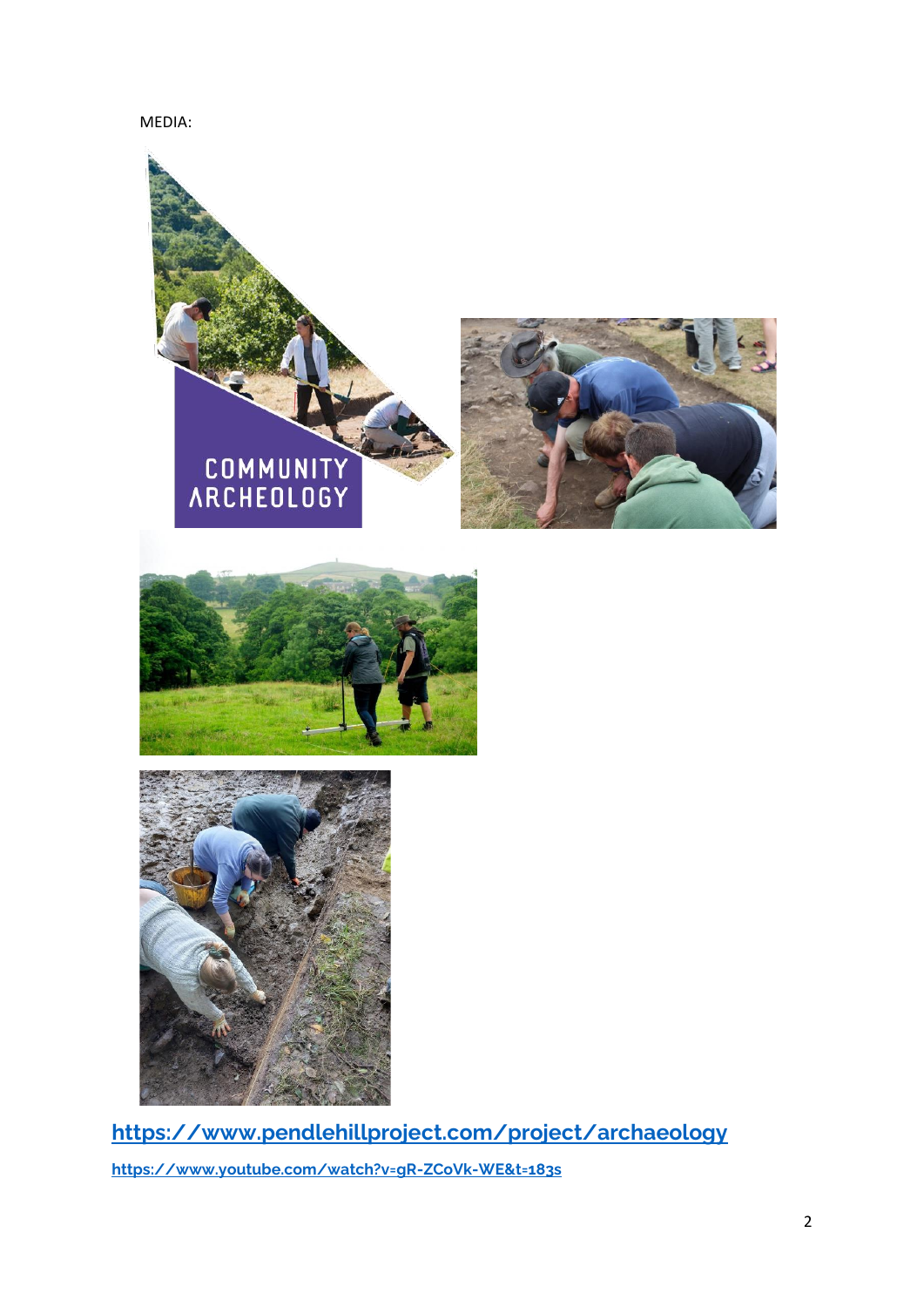MEDIA:

[https://www.pendlehillproject.com/project/archaeology](https://www.pendlehillproject.com/project/archaeology)

[https://www.youtube.com/watch?v=gR-ZCoVk-WE&t=183s](https://www.youtube.com/watch?v=gR-ZCoVk-WE&t=183s)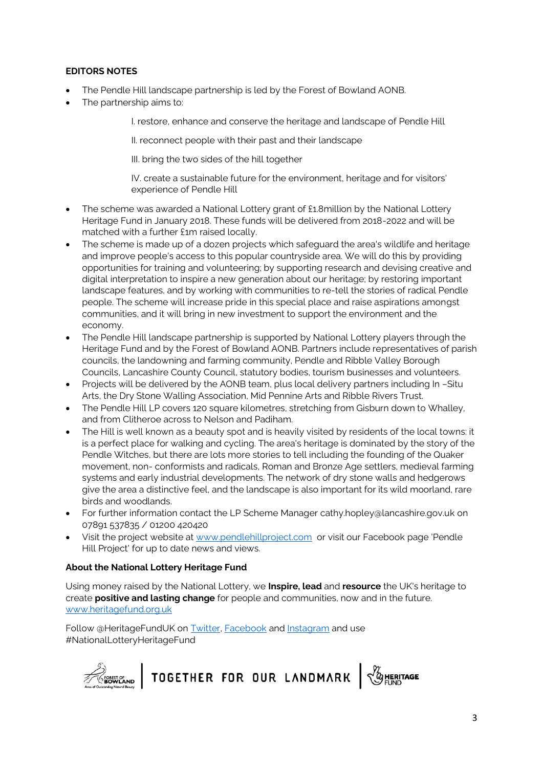**EDITORS NOTES**

- The Pendle Hill landscape partnership is led by the Forest of Bowland AONB.
- The partnership aims to:

  I. restore, enhance and conserve the heritage and landscape of Pendle Hill

  II. reconnect people with their past and their landscape

  III. bring the two sides of the hill together

  IV. create a sustainable future for the environment, heritage and for visitors' experience of Pendle Hill

- The scheme was awarded a National Lottery grant of £1.8million by the National Lottery Heritage Fund in January 2018. These funds will be delivered from 2018-2022 and will be matched with a further £1m raised locally.
- The scheme is made up of a dozen projects which safeguard the area's wildlife and heritage and improve people's access to this popular countryside area. We will do this by providing opportunities for training and volunteering; by supporting research and devising creative and digital interpretation to inspire a new generation about our heritage; by restoring important landscape features, and by working with communities to re-tell the stories of radical Pendle people. The scheme will increase pride in this special place and raise aspirations amongst communities, and it will bring in new investment to support the environment and the economy.
- The Pendle Hill landscape partnership is supported by National Lottery players through the Heritage Fund and by the Forest of Bowland AONB. Partners include representatives of parish councils, the landowning and farming community, Pendle and Ribble Valley Borough Councils, Lancashire County Council, statutory bodies, tourism businesses and volunteers.
- Projects will be delivered by the AONB team, plus local delivery partners including In –Situ Arts, the Dry Stone Walling Association, Mid Pennine Arts and Ribble Rivers Trust.
- The Pendle Hill LP covers 120 square kilometres, stretching from Gisburn down to Whalley, and from Clitheroe across to Nelson and Padiham.
- The Hill is well known as a beauty spot and is heavily visited by residents of the local towns: it is a perfect place for walking and cycling. The area's heritage is dominated by the story of the Pendle Witches, but there are lots more stories to tell including the founding of the Quaker movement, non- conformists and radicals, Roman and Bronze Age settlers, medieval farming systems and early industrial developments. The network of dry stone walls and hedgerows give the area a distinctive feel, and the landscape is also important for its wild moorland, rare birds and woodlands.
- For further information contact the LP Scheme Manager cathy.hopley@lancashire.gov.uk on 07891 537835 / 01200 420420
- Visit the project website at [www.pendlehillproject.com](www.pendlehillproject.com) or visit our Facebook page 'Pendle Hill Project' for up to date news and views.

**About the National Lottery Heritage Fund**

Using money raised by the National Lottery, we **Inspire, lead** and **resource** the UK's heritage to create **positive and lasting change** for people and communities, now and in the future. [www.heritagefund.org.uk](www.heritagefund.org.uk)

Follow @HeritageFundUK on Twitter, Facebook and Instagram and use #NationalLotteryHeritageFund

FOREST OF BOWLAND Area of Outstanding Natural Beauty | TOGETHER FOR OUR LANDMARK | HERITAGE FUND